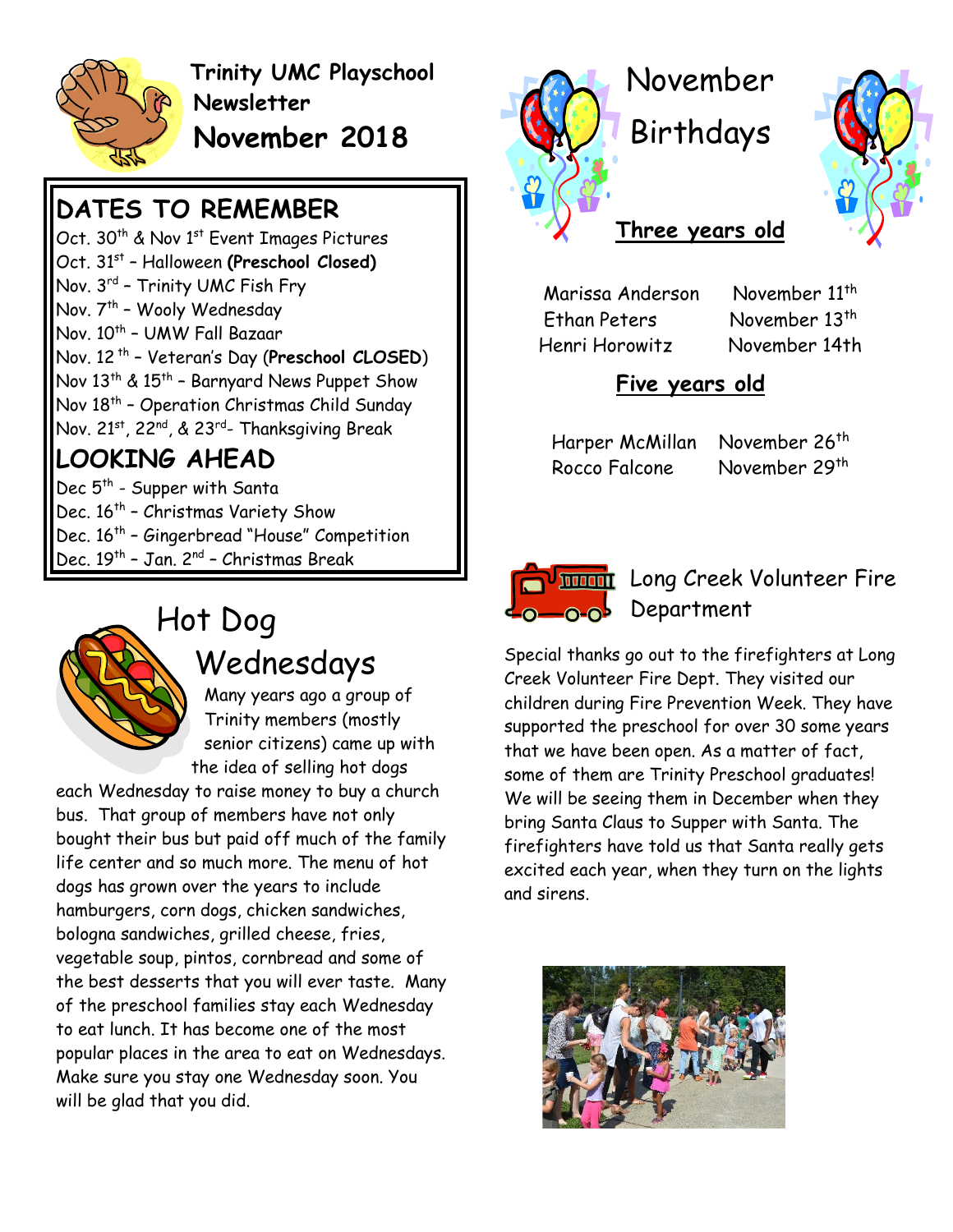# Trinity UMC Playschool Newsletter

# November 2018

## DATES TO REMEMBER

Oct. 30th & Nov 1st Event Images Pictures
Oct. 31st – Halloween **(Preschool Closed)**
Nov. 3rd – Trinity UMC Fish Fry
Nov. 7th – Wooly Wednesday
Nov. 10th – UMW Fall Bazaar
Nov. 12th – Veteran's Day (**Preschool CLOSED**)
Nov 13th & 15th – Barnyard News Puppet Show
Nov 18th – Operation Christmas Child Sunday
Nov. 21st, 22nd, & 23rd- Thanksgiving Break

## LOOKING AHEAD

Dec 5th - Supper with Santa
Dec. 16th – Christmas Variety Show
Dec. 16th – Gingerbread "House" Competition
Dec. 19th – Jan. 2nd – Christmas Break

## Hot Dog Wednesdays

Many years ago a group of Trinity members (mostly senior citizens) came up with the idea of selling hot dogs each Wednesday to raise money to buy a church bus. That group of members have not only bought their bus but paid off much of the family life center and so much more. The menu of hot dogs has grown over the years to include hamburgers, corn dogs, chicken sandwiches, bologna sandwiches, grilled cheese, fries, vegetable soup, pintos, cornbread and some of the best desserts that you will ever taste. Many of the preschool families stay each Wednesday to eat lunch. It has become one of the most popular places in the area to eat on Wednesdays. Make sure you stay one Wednesday soon. You will be glad that you did.

## November Birthdays

### Three years old

| | |
|---|---|
| Marissa Anderson | November 11th |
| Ethan Peters | November 13th |
| Henri Horowitz | November 14th |

### Five years old

| | |
|---|---|
| Harper McMillan | November 26th |
| Rocco Falcone | November 29th |

## Long Creek Volunteer Fire Department

Special thanks go out to the firefighters at Long Creek Volunteer Fire Dept. They visited our children during Fire Prevention Week. They have supported the preschool for over 30 some years that we have been open. As a matter of fact, some of them are Trinity Preschool graduates! We will be seeing them in December when they bring Santa Claus to Supper with Santa. The firefighters have told us that Santa really gets excited each year, when they turn on the lights and sirens.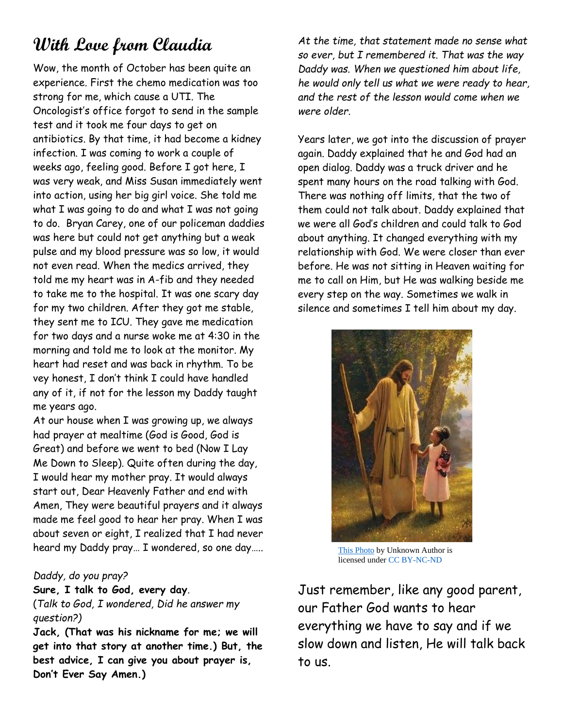# With Love from Claudia

Wow, the month of October has been quite an experience. First the chemo medication was too strong for me, which cause a UTI. The Oncologist's office forgot to send in the sample test and it took me four days to get on antibiotics. By that time, it had become a kidney infection. I was coming to work a couple of weeks ago, feeling good. Before I got here, I was very weak, and Miss Susan immediately went into action, using her big girl voice. She told me what I was going to do and what I was not going to do. Bryan Carey, one of our policeman daddies was here but could not get anything but a weak pulse and my blood pressure was so low, it would not even read. When the medics arrived, they told me my heart was in A-fib and they needed to take me to the hospital. It was one scary day for my two children. After they got me stable, they sent me to ICU. They gave me medication for two days and a nurse woke me at 4:30 in the morning and told me to look at the monitor. My heart had reset and was back in rhythm. To be vey honest, I don't think I could have handled any of it, if not for the lesson my Daddy taught me years ago.

At our house when I was growing up, we always had prayer at mealtime (God is Good, God is Great) and before we went to bed (Now I Lay Me Down to Sleep). Quite often during the day, I would hear my mother pray. It would always start out, Dear Heavenly Father and end with Amen, They were beautiful prayers and it always made me feel good to hear her pray. When I was about seven or eight, I realized that I had never heard my Daddy pray… I wondered, so one day…..

*Daddy, do you pray?*

**Sure, I talk to God, every day**.

(*Talk to God, I wondered, Did he answer my question?)*

**Jack, (That was his nickname for me; we will get into that story at another time.) But, the best advice, I can give you about prayer is, Don't Ever Say Amen.)**

*At the time, that statement made no sense what so ever, but I remembered it. That was the way Daddy was. When we questioned him about life, he would only tell us what we were ready to hear, and the rest of the lesson would come when we were older.*

Years later, we got into the discussion of prayer again. Daddy explained that he and God had an open dialog. Daddy was a truck driver and he spent many hours on the road talking with God. There was nothing off limits, that the two of them could not talk about. Daddy explained that we were all God's children and could talk to God about anything. It changed everything with my relationship with God. We were closer than ever before. He was not sitting in Heaven waiting for me to call on Him, but He was walking beside me every step on the way. Sometimes we walk in silence and sometimes I tell him about my day.

This Photo by Unknown Author is licensed under CC BY-NC-ND

Just remember, like any good parent, our Father God wants to hear everything we have to say and if we slow down and listen, He will talk back to us.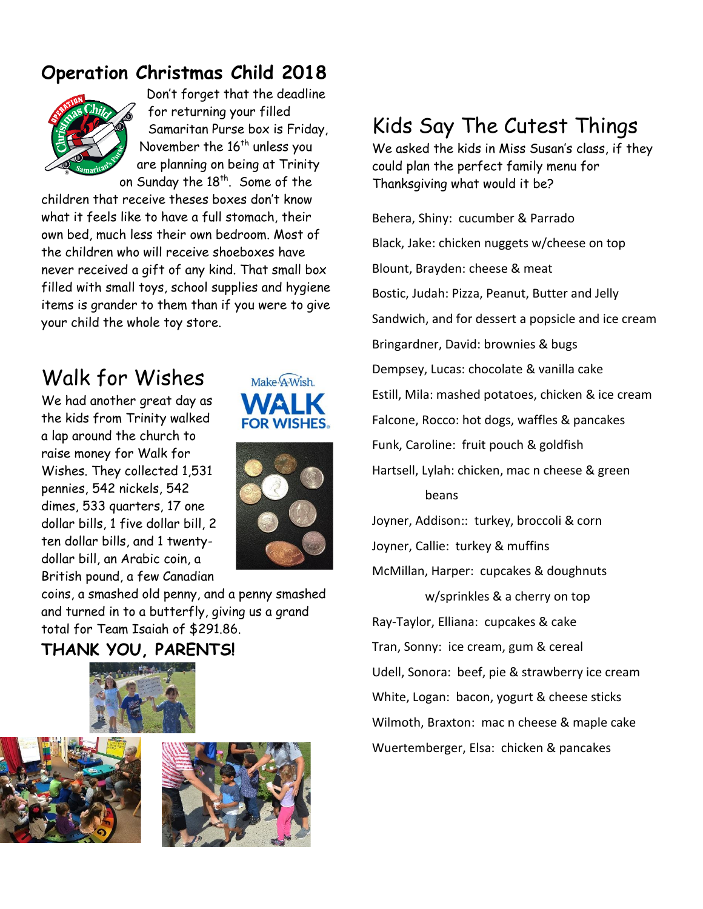## Operation Christmas Child 2018

Don't forget that the deadline for returning your filled Samaritan Purse box is Friday, November the 16th unless you are planning on being at Trinity on Sunday the 18th. Some of the children that receive theses boxes don't know what it feels like to have a full stomach, their own bed, much less their own bedroom. Most of the children who will receive shoeboxes have never received a gift of any kind. That small box filled with small toys, school supplies and hygiene items is grander to them than if you were to give your child the whole toy store.

## Walk for Wishes

We had another great day as the kids from Trinity walked a lap around the church to raise money for Walk for Wishes. They collected 1,531 pennies, 542 nickels, 542 dimes, 533 quarters, 17 one dollar bills, 1 five dollar bill, 2 ten dollar bills, and 1 twenty-dollar bill, an Arabic coin, a British pound, a few Canadian coins, a smashed old penny, and a penny smashed and turned in to a butterfly, giving us a grand total for Team Isaiah of $291.86.

**THANK YOU, PARENTS!**

## Kids Say The Cutest Things

We asked the kids in Miss Susan's class, if they could plan the perfect family menu for Thanksgiving what would it be?

Behera, Shiny: cucumber & Parrado

Black, Jake: chicken nuggets w/cheese on top

Blount, Brayden: cheese & meat

Bostic, Judah: Pizza, Peanut, Butter and Jelly Sandwich, and for dessert a popsicle and ice cream

Bringardner, David: brownies & bugs

Dempsey, Lucas: chocolate & vanilla cake

Estill, Mila: mashed potatoes, chicken & ice cream

Falcone, Rocco: hot dogs, waffles & pancakes

Funk, Caroline: fruit pouch & goldfish

Hartsell, Lylah: chicken, mac n cheese & green beans

Joyner, Addison:: turkey, broccoli & corn

Joyner, Callie: turkey & muffins

McMillan, Harper: cupcakes & doughnuts w/sprinkles & a cherry on top

Ray-Taylor, Elliana: cupcakes & cake

Tran, Sonny: ice cream, gum & cereal

Udell, Sonora: beef, pie & strawberry ice cream

White, Logan: bacon, yogurt & cheese sticks

Wilmoth, Braxton: mac n cheese & maple cake

Wuertemberger, Elsa: chicken & pancakes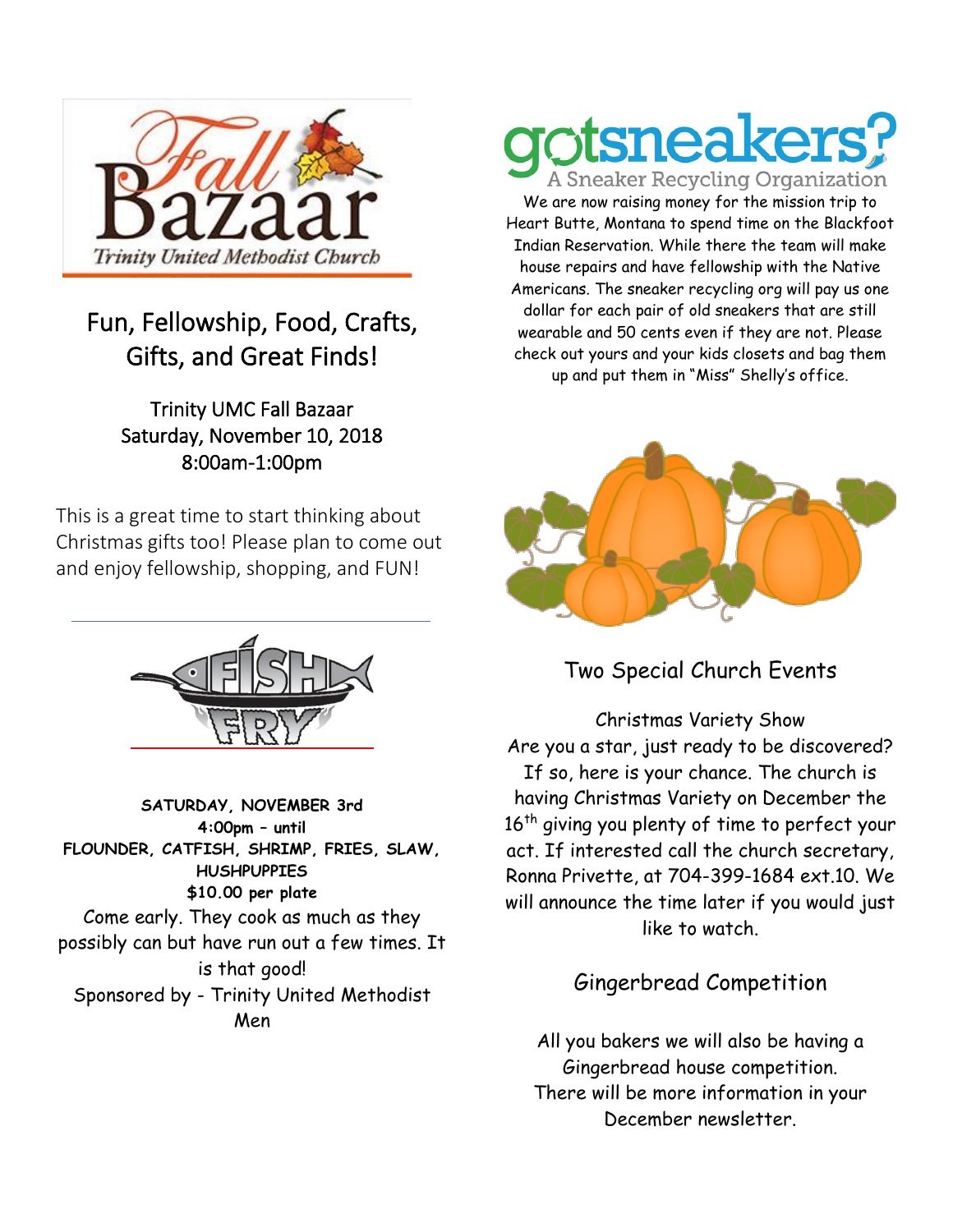Fall Bazaar

Trinity United Methodist Church

## Fun, Fellowship, Food, Crafts, Gifts, and Great Finds!

Trinity UMC Fall Bazaar
Saturday, November 10, 2018
8:00am-1:00pm

This is a great time to start thinking about Christmas gifts too! Please plan to come out and enjoy fellowship, shopping, and FUN!

FISH FRY

**SATURDAY, NOVEMBER 3rd**
**4:00pm – until**
**FLOUNDER, CATFISH, SHRIMP, FRIES, SLAW, HUSHPUPPIES**
**$10.00 per plate**

Come early. They cook as much as they possibly can but have run out a few times. It is that good!

Sponsored by - Trinity United Methodist Men

gotsneakers?

A Sneaker Recycling Organization

We are now raising money for the mission trip to Heart Butte, Montana to spend time on the Blackfoot Indian Reservation. While there the team will make house repairs and have fellowship with the Native Americans. The sneaker recycling org will pay us one dollar for each pair of old sneakers that are still wearable and 50 cents even if they are not. Please check out yours and your kids closets and bag them up and put them in "Miss" Shelly's office.

## Two Special Church Events

Christmas Variety Show

Are you a star, just ready to be discovered? If so, here is your chance. The church is having Christmas Variety on December the 16th giving you plenty of time to perfect your act. If interested call the church secretary, Ronna Privette, at 704-399-1684 ext.10. We will announce the time later if you would just like to watch.

## Gingerbread Competition

All you bakers we will also be having a Gingerbread house competition. There will be more information in your December newsletter.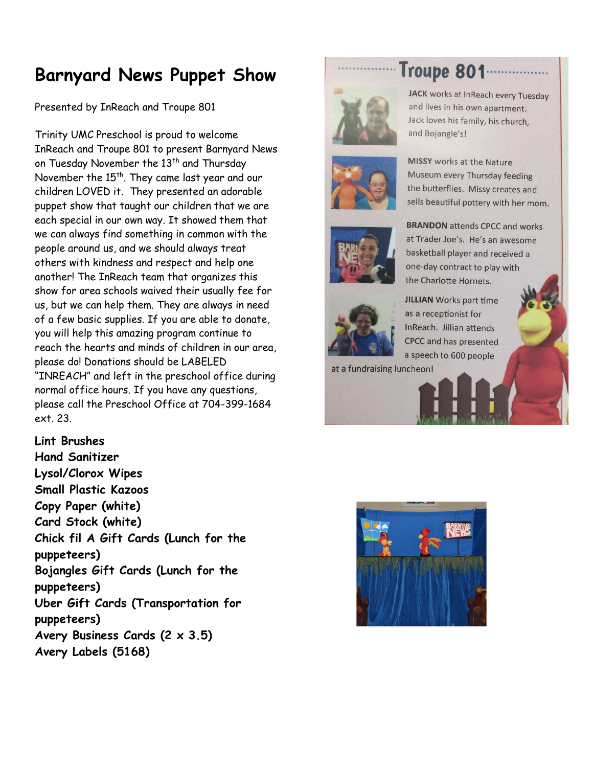# Barnyard News Puppet Show

Presented by InReach and Troupe 801

Trinity UMC Preschool is proud to welcome InReach and Troupe 801 to present Barnyard News on Tuesday November the 13th and Thursday November the 15th. They came last year and our children LOVED it. They presented an adorable puppet show that taught our children that we are each special in our own way. It showed them that we can always find something in common with the people around us, and we should always treat others with kindness and respect and help one another! The InReach team that organizes this show for area schools waived their usually fee for us, but we can help them. They are always in need of a few basic supplies. If you are able to donate, you will help this amazing program continue to reach the hearts and minds of children in our area, please do! Donations should be LABELED "INREACH" and left in the preschool office during normal office hours. If you have any questions, please call the Preschool Office at 704-399-1684 ext. 23.

**Lint Brushes**
**Hand Sanitizer**
**Lysol/Clorox Wipes**
**Small Plastic Kazoos**
**Copy Paper (white)**
**Card Stock (white)**
**Chick fil A Gift Cards (Lunch for the puppeteers)**
**Bojangles Gift Cards (Lunch for the puppeteers)**
**Uber Gift Cards (Transportation for puppeteers)**
**Avery Business Cards (2 x 3.5)**
**Avery Labels (5168)**

## Troupe 801

**JACK** works at InReach every Tuesday and lives in his own apartment. Jack loves his family, his church, and Bojangle's!

**MISSY** works at the Nature Museum every Thursday feeding the butterflies. Missy creates and sells beautiful pottery with her mom.

**BRANDON** attends CPCC and works at Trader Joe's. He's an awesome basketball player and received a one-day contract to play with the Charlotte Hornets.

**JILLIAN** Works part time as a receptionist for InReach. Jillian attends CPCC and has presented a speech to 600 people at a fundraising luncheon!